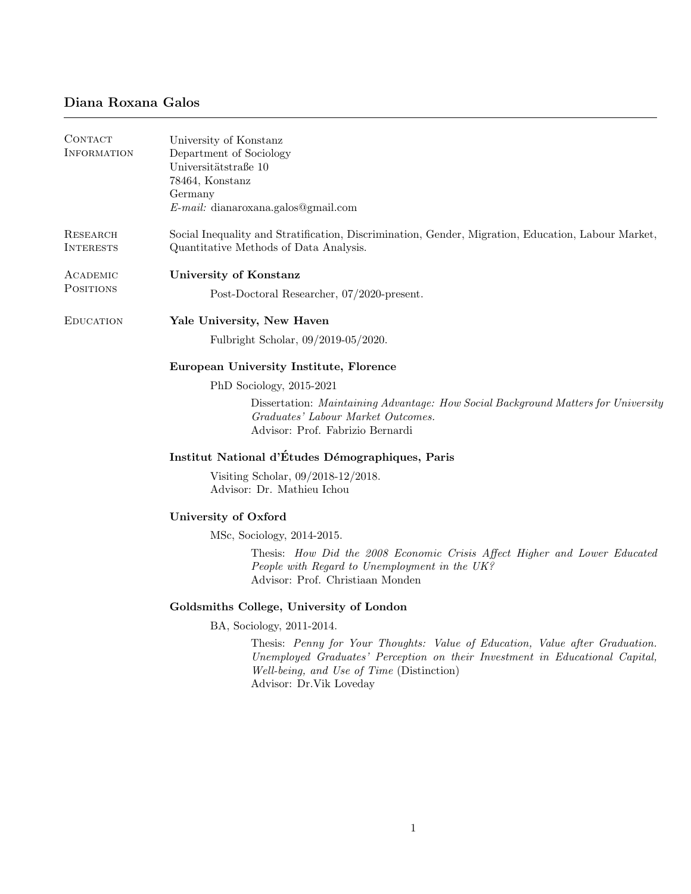# Diana Roxana Galos

## Contact Information

University of Konstanz
Department of Sociology
Universitätstraße 10
78464, Konstanz
Germany
*E-mail:* dianaroxana.galos@gmail.com

## Research Interests

Social Inequality and Stratification, Discrimination, Gender, Migration, Education, Labour Market, Quantitative Methods of Data Analysis.

## Academic Positions

**University of Konstanz**

Post-Doctoral Researcher, 07/2020-present.

## Education

**Yale University, New Haven**

Fulbright Scholar, 09/2019-05/2020.

**European University Institute, Florence**

PhD Sociology, 2015-2021

Dissertation: *Maintaining Advantage: How Social Background Matters for University Graduates' Labour Market Outcomes.*
Advisor: Prof. Fabrizio Bernardi

**Institut National d'Études Démographiques, Paris**

Visiting Scholar, 09/2018-12/2018.
Advisor: Dr. Mathieu Ichou

**University of Oxford**

MSc, Sociology, 2014-2015.

Thesis: *How Did the 2008 Economic Crisis Affect Higher and Lower Educated People with Regard to Unemployment in the UK?*
Advisor: Prof. Christiaan Monden

**Goldsmiths College, University of London**

BA, Sociology, 2011-2014.

Thesis: *Penny for Your Thoughts: Value of Education, Value after Graduation. Unemployed Graduates' Perception on their Investment in Educational Capital, Well-being, and Use of Time* (Distinction)
Advisor: Dr.Vik Loveday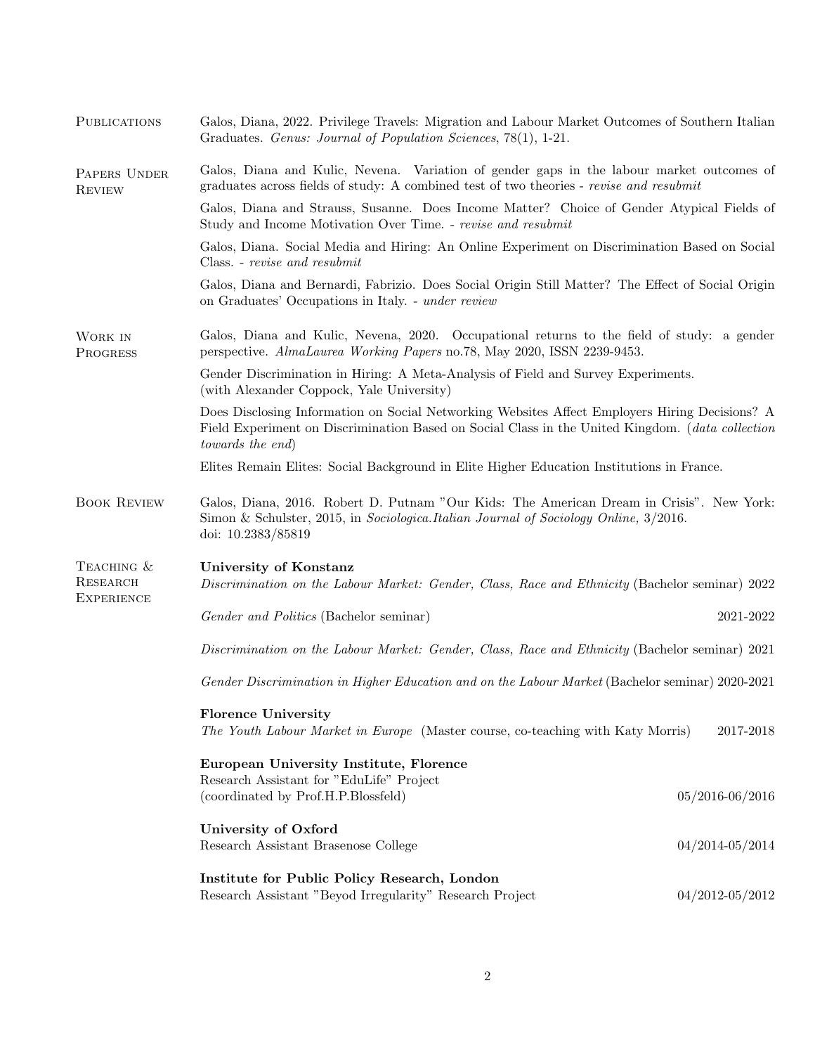## Publications

Galos, Diana, 2022. Privilege Travels: Migration and Labour Market Outcomes of Southern Italian Graduates. *Genus: Journal of Population Sciences*, 78(1), 1-21.

## Papers Under Review

Galos, Diana and Kulic, Nevena. Variation of gender gaps in the labour market outcomes of graduates across fields of study: A combined test of two theories - *revise and resubmit*

Galos, Diana and Strauss, Susanne. Does Income Matter? Choice of Gender Atypical Fields of Study and Income Motivation Over Time. - *revise and resubmit*

Galos, Diana. Social Media and Hiring: An Online Experiment on Discrimination Based on Social Class. - *revise and resubmit*

Galos, Diana and Bernardi, Fabrizio. Does Social Origin Still Matter? The Effect of Social Origin on Graduates' Occupations in Italy. - *under review*

## Work in Progress

Galos, Diana and Kulic, Nevena, 2020. Occupational returns to the field of study: a gender perspective. *AlmaLaurea Working Papers* no.78, May 2020, ISSN 2239-9453.

Gender Discrimination in Hiring: A Meta-Analysis of Field and Survey Experiments.
(with Alexander Coppock, Yale University)

Does Disclosing Information on Social Networking Websites Affect Employers Hiring Decisions? A Field Experiment on Discrimination Based on Social Class in the United Kingdom. (*data collection towards the end*)

Elites Remain Elites: Social Background in Elite Higher Education Institutions in France.

## Book Review

Galos, Diana, 2016. Robert D. Putnam "Our Kids: The American Dream in Crisis". New York: Simon & Schulster, 2015, in *Sociologica.Italian Journal of Sociology Online,* 3/2016.
doi: 10.2383/85819

## Teaching & Research Experience

**University of Konstanz**

*Discrimination on the Labour Market: Gender, Class, Race and Ethnicity* (Bachelor seminar) 2022

*Gender and Politics* (Bachelor seminar) 2021-2022

*Discrimination on the Labour Market: Gender, Class, Race and Ethnicity* (Bachelor seminar) 2021

*Gender Discrimination in Higher Education and on the Labour Market* (Bachelor seminar) 2020-2021

**Florence University**

*The Youth Labour Market in Europe* (Master course, co-teaching with Katy Morris) 2017-2018

**European University Institute, Florence**

Research Assistant for "EduLife" Project
(coordinated by Prof.H.P.Blossfeld) 05/2016-06/2016

**University of Oxford**

Research Assistant Brasenose College 04/2014-05/2014

**Institute for Public Policy Research, London**

Research Assistant "Beyod Irregularity" Research Project 04/2012-05/2012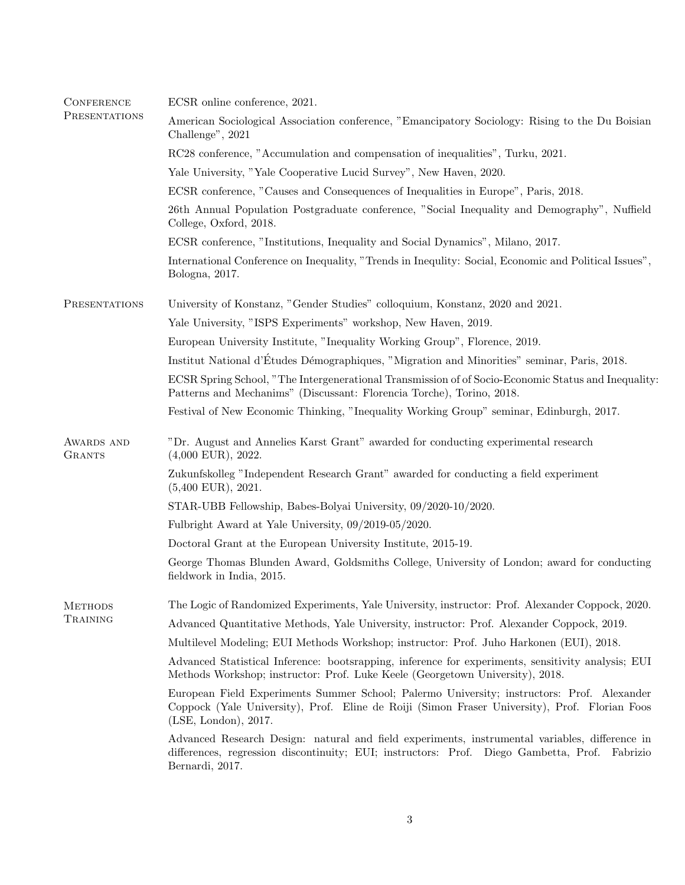## Conference Presentations

ECSR online conference, 2021.

American Sociological Association conference, "Emancipatory Sociology: Rising to the Du Boisian Challenge", 2021

RC28 conference, "Accumulation and compensation of inequalities", Turku, 2021.

Yale University, "Yale Cooperative Lucid Survey", New Haven, 2020.

ECSR conference, "Causes and Consequences of Inequalities in Europe", Paris, 2018.

26th Annual Population Postgraduate conference, "Social Inequality and Demography", Nuffield College, Oxford, 2018.

ECSR conference, "Institutions, Inequality and Social Dynamics", Milano, 2017.

International Conference on Inequality, "Trends in Inequlity: Social, Economic and Political Issues", Bologna, 2017.

## Presentations

University of Konstanz, "Gender Studies" colloquium, Konstanz, 2020 and 2021.

Yale University, "ISPS Experiments" workshop, New Haven, 2019.

European University Institute, "Inequality Working Group", Florence, 2019.

Institut National d'Études Démographiques, "Migration and Minorities" seminar, Paris, 2018.

ECSR Spring School, "The Intergenerational Transmission of of Socio-Economic Status and Inequality: Patterns and Mechanims" (Discussant: Florencia Torche), Torino, 2018.

Festival of New Economic Thinking, "Inequality Working Group" seminar, Edinburgh, 2017.

## Awards and Grants

"Dr. August and Annelies Karst Grant" awarded for conducting experimental research (4,000 EUR), 2022.

Zukunfskolleg "Independent Research Grant" awarded for conducting a field experiment (5,400 EUR), 2021.

STAR-UBB Fellowship, Babes-Bolyai University, 09/2020-10/2020.

Fulbright Award at Yale University, 09/2019-05/2020.

Doctoral Grant at the European University Institute, 2015-19.

George Thomas Blunden Award, Goldsmiths College, University of London; award for conducting fieldwork in India, 2015.

## Methods Training

The Logic of Randomized Experiments, Yale University, instructor: Prof. Alexander Coppock, 2020.

Advanced Quantitative Methods, Yale University, instructor: Prof. Alexander Coppock, 2019.

Multilevel Modeling; EUI Methods Workshop; instructor: Prof. Juho Harkonen (EUI), 2018.

Advanced Statistical Inference: bootsrapping, inference for experiments, sensitivity analysis; EUI Methods Workshop; instructor: Prof. Luke Keele (Georgetown University), 2018.

European Field Experiments Summer School; Palermo University; instructors: Prof. Alexander Coppock (Yale University), Prof. Eline de Roiji (Simon Fraser University), Prof. Florian Foos (LSE, London), 2017.

Advanced Research Design: natural and field experiments, instrumental variables, difference in differences, regression discontinuity; EUI; instructors: Prof. Diego Gambetta, Prof. Fabrizio Bernardi, 2017.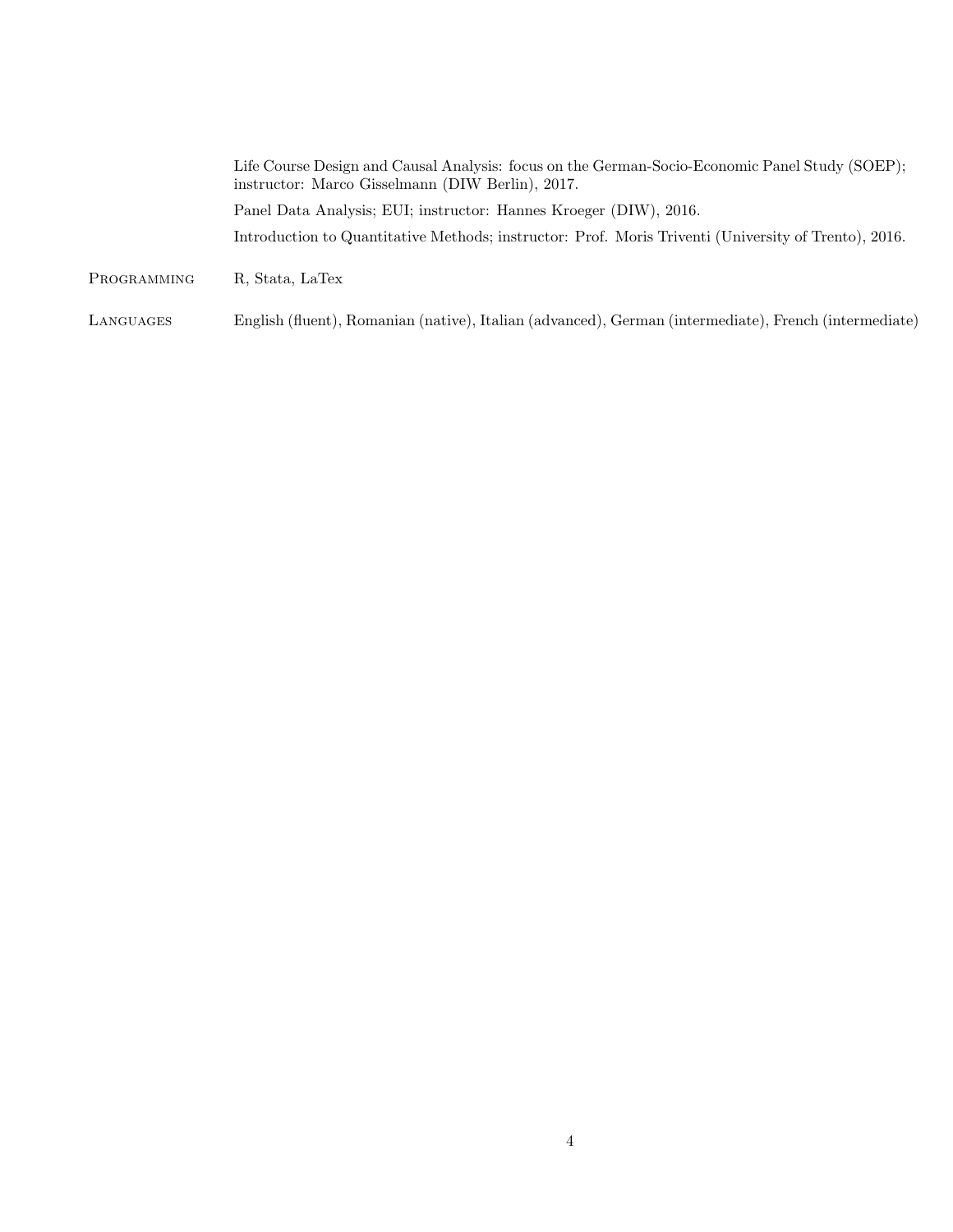Life Course Design and Causal Analysis: focus on the German-Socio-Economic Panel Study (SOEP); instructor: Marco Gisselmann (DIW Berlin), 2017.

Panel Data Analysis; EUI; instructor: Hannes Kroeger (DIW), 2016.

Introduction to Quantitative Methods; instructor: Prof. Moris Triventi (University of Trento), 2016.

**Programming** R, Stata, LaTex

**Languages** English (fluent), Romanian (native), Italian (advanced), German (intermediate), French (intermediate)